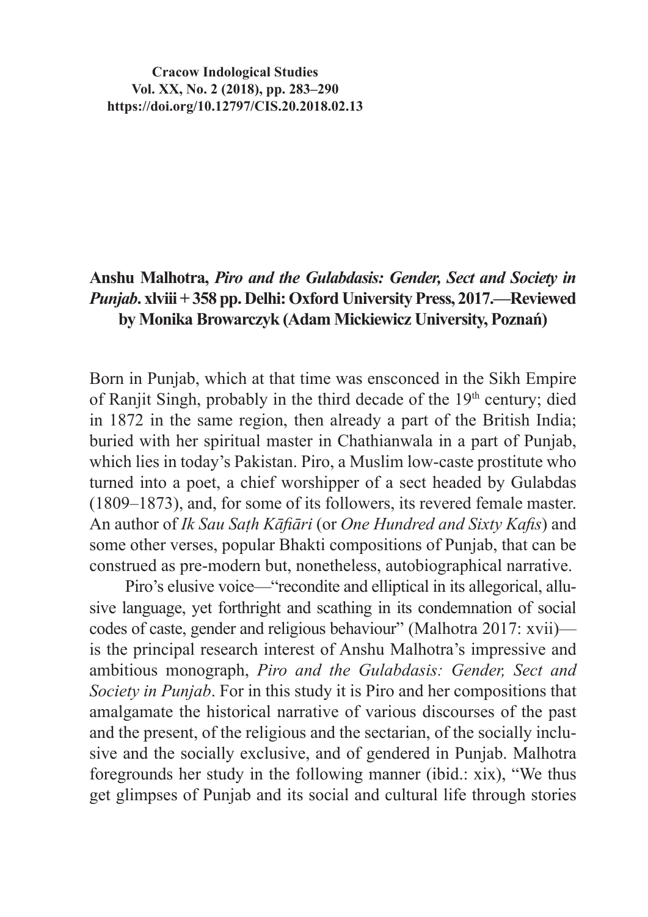**Anshu Malhotra,** ***Piro and the Gulabdasis: Gender, Sect and Society in Punjab*****. xlviii + 358 pp. Delhi: Oxford University Press, 2017.—Reviewed by Monika Browarczyk (Adam Mickiewicz University, Poznań)**

Born in Punjab, which at that time was ensconced in the Sikh Empire of Ranjit Singh, probably in the third decade of the 19th century; died in 1872 in the same region, then already a part of the British India; buried with her spiritual master in Chathianwala in a part of Punjab, which lies in today's Pakistan. Piro, a Muslim low-caste prostitute who turned into a poet, a chief worshipper of a sect headed by Gulabdas (1809–1873), and, for some of its followers, its revered female master. An author of *Ik Sau Saṭh Kāfiāri* (or *One Hundred and Sixty Kafis*) and some other verses, popular Bhakti compositions of Punjab, that can be construed as pre-modern but, nonetheless, autobiographical narrative.

Piro's elusive voice—"recondite and elliptical in its allegorical, allusive language, yet forthright and scathing in its condemnation of social codes of caste, gender and religious behaviour" (Malhotra 2017: xvii)—is the principal research interest of Anshu Malhotra's impressive and ambitious monograph, *Piro and the Gulabdasis: Gender, Sect and Society in Punjab*. For in this study it is Piro and her compositions that amalgamate the historical narrative of various discourses of the past and the present, of the religious and the sectarian, of the socially inclusive and the socially exclusive, and of gendered in Punjab. Malhotra foregrounds her study in the following manner (ibid.: xix), "We thus get glimpses of Punjab and its social and cultural life through stories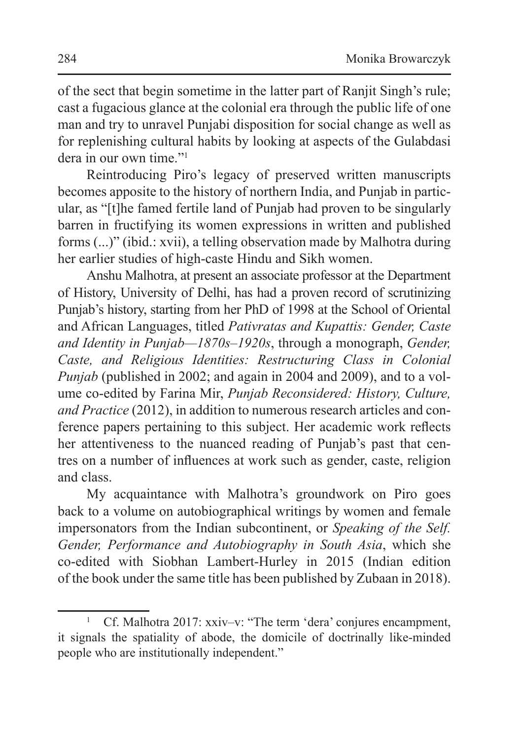of the sect that begin sometime in the latter part of Ranjit Singh's rule; cast a fugacious glance at the colonial era through the public life of one man and try to unravel Punjabi disposition for social change as well as for replenishing cultural habits by looking at aspects of the Gulabdasi dera in our own time."[1]

Reintroducing Piro's legacy of preserved written manuscripts becomes apposite to the history of northern India, and Punjab in particular, as "[t]he famed fertile land of Punjab had proven to be singularly barren in fructifying its women expressions in written and published forms (...)" (ibid.: xvii), a telling observation made by Malhotra during her earlier studies of high-caste Hindu and Sikh women.

Anshu Malhotra, at present an associate professor at the Department of History, University of Delhi, has had a proven record of scrutinizing Punjab's history, starting from her PhD of 1998 at the School of Oriental and African Languages, titled *Pativratas and Kupattis: Gender, Caste and Identity in Punjab—1870s–1920s*, through a monograph, *Gender, Caste, and Religious Identities: Restructuring Class in Colonial Punjab* (published in 2002; and again in 2004 and 2009), and to a volume co-edited by Farina Mir, *Punjab Reconsidered: History, Culture, and Practice* (2012), in addition to numerous research articles and conference papers pertaining to this subject. Her academic work reflects her attentiveness to the nuanced reading of Punjab's past that centres on a number of influences at work such as gender, caste, religion and class.

My acquaintance with Malhotra's groundwork on Piro goes back to a volume on autobiographical writings by women and female impersonators from the Indian subcontinent, or *Speaking of the Self. Gender, Performance and Autobiography in South Asia*, which she co-edited with Siobhan Lambert-Hurley in 2015 (Indian edition of the book under the same title has been published by Zubaan in 2018).

[1] Cf. Malhotra 2017: xxiv–v: "The term 'dera' conjures encampment, it signals the spatiality of abode, the domicile of doctrinally like-minded people who are institutionally independent."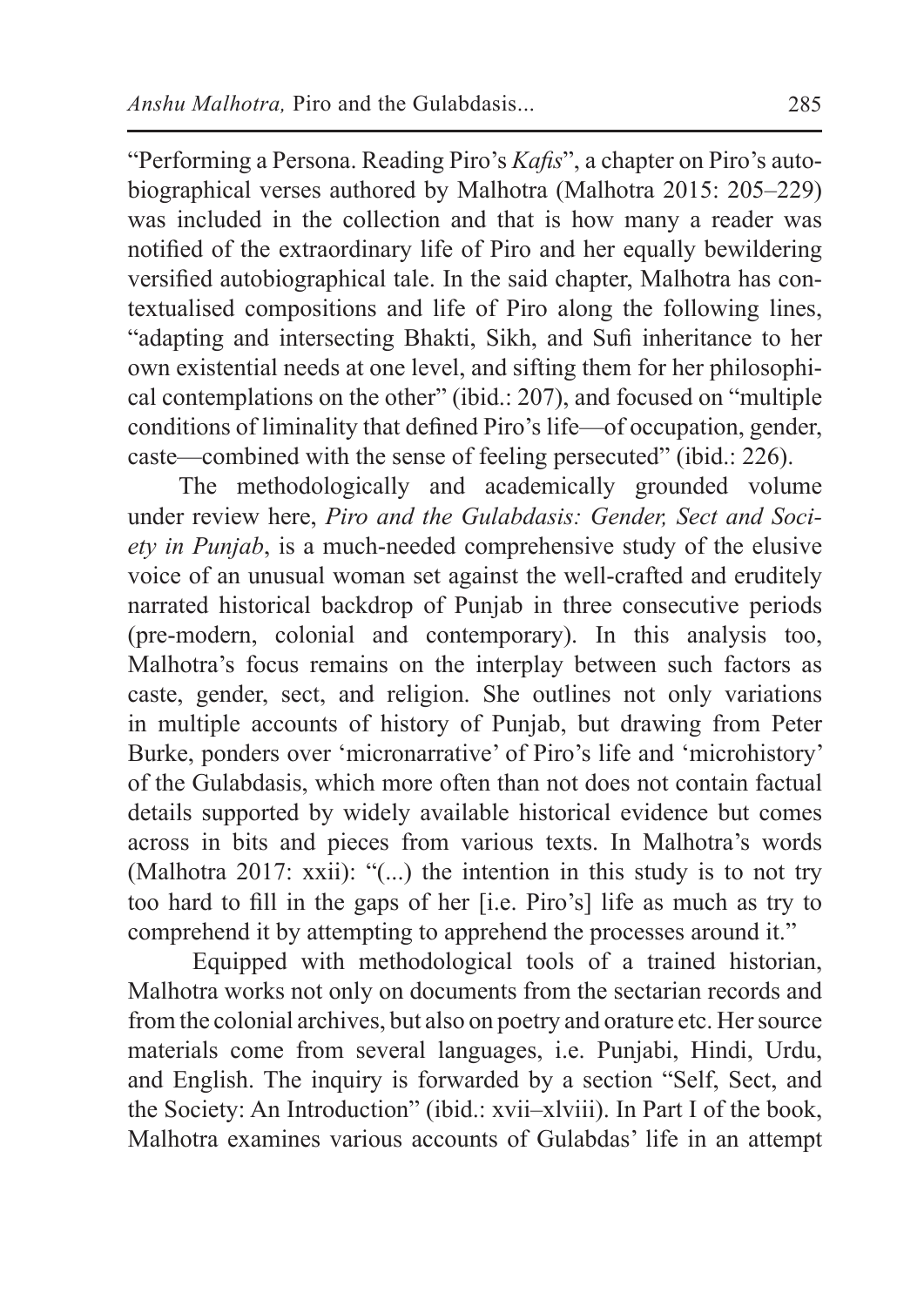"Performing a Persona. Reading Piro's *Kafis*", a chapter on Piro's autobiographical verses authored by Malhotra (Malhotra 2015: 205–229) was included in the collection and that is how many a reader was notified of the extraordinary life of Piro and her equally bewildering versified autobiographical tale. In the said chapter, Malhotra has contextualised compositions and life of Piro along the following lines, "adapting and intersecting Bhakti, Sikh, and Sufi inheritance to her own existential needs at one level, and sifting them for her philosophical contemplations on the other" (ibid.: 207), and focused on "multiple conditions of liminality that defined Piro's life—of occupation, gender, caste—combined with the sense of feeling persecuted" (ibid.: 226).

The methodologically and academically grounded volume under review here, *Piro and the Gulabdasis: Gender, Sect and Society in Punjab*, is a much-needed comprehensive study of the elusive voice of an unusual woman set against the well-crafted and eruditely narrated historical backdrop of Punjab in three consecutive periods (pre-modern, colonial and contemporary). In this analysis too, Malhotra's focus remains on the interplay between such factors as caste, gender, sect, and religion. She outlines not only variations in multiple accounts of history of Punjab, but drawing from Peter Burke, ponders over 'micronarrative' of Piro's life and 'microhistory' of the Gulabdasis, which more often than not does not contain factual details supported by widely available historical evidence but comes across in bits and pieces from various texts. In Malhotra's words (Malhotra 2017: xxii): "(...) the intention in this study is to not try too hard to fill in the gaps of her [i.e. Piro's] life as much as try to comprehend it by attempting to apprehend the processes around it."

Equipped with methodological tools of a trained historian, Malhotra works not only on documents from the sectarian records and from the colonial archives, but also on poetry and orature etc. Her source materials come from several languages, i.e. Punjabi, Hindi, Urdu, and English. The inquiry is forwarded by a section "Self, Sect, and the Society: An Introduction" (ibid.: xvii–xlviii). In Part I of the book, Malhotra examines various accounts of Gulabdas' life in an attempt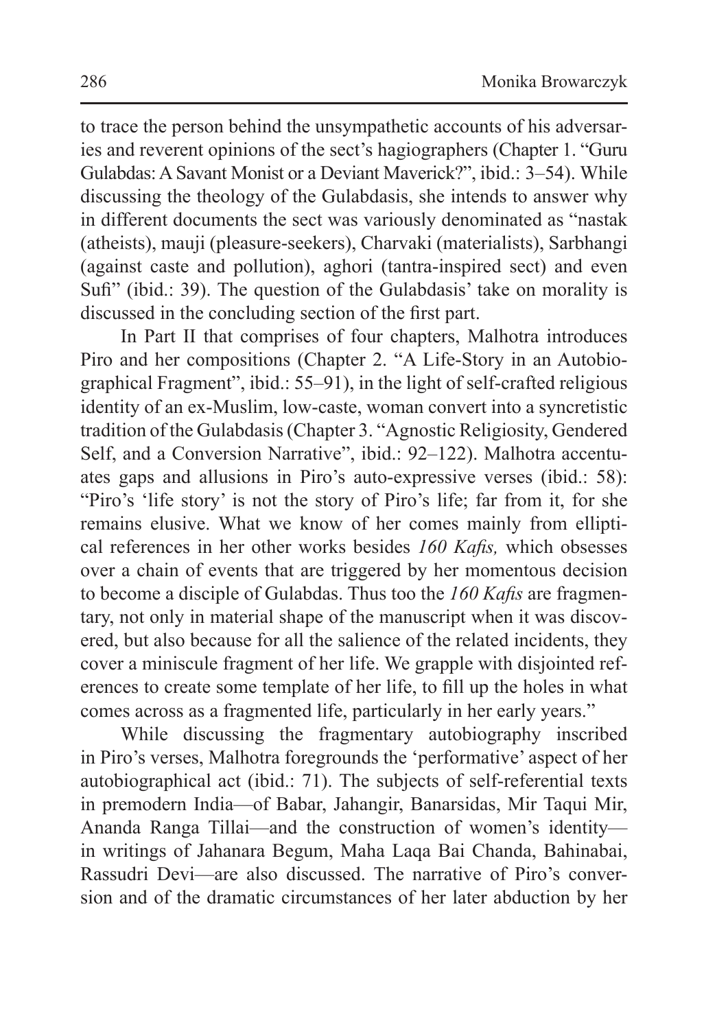to trace the person behind the unsympathetic accounts of his adversaries and reverent opinions of the sect's hagiographers (Chapter 1. "Guru Gulabdas: A Savant Monist or a Deviant Maverick?", ibid.: 3–54). While discussing the theology of the Gulabdasis, she intends to answer why in different documents the sect was variously denominated as "nastak (atheists), mauji (pleasure-seekers), Charvaki (materialists), Sarbhangi (against caste and pollution), aghori (tantra-inspired sect) and even Sufi" (ibid.: 39). The question of the Gulabdasis' take on morality is discussed in the concluding section of the first part.

In Part II that comprises of four chapters, Malhotra introduces Piro and her compositions (Chapter 2. "A Life-Story in an Autobiographical Fragment", ibid.: 55–91), in the light of self-crafted religious identity of an ex-Muslim, low-caste, woman convert into a syncretistic tradition of the Gulabdasis (Chapter 3. "Agnostic Religiosity, Gendered Self, and a Conversion Narrative", ibid.: 92–122). Malhotra accentuates gaps and allusions in Piro's auto-expressive verses (ibid.: 58): "Piro's 'life story' is not the story of Piro's life; far from it, for she remains elusive. What we know of her comes mainly from elliptical references in her other works besides *160 Kafis,* which obsesses over a chain of events that are triggered by her momentous decision to become a disciple of Gulabdas. Thus too the *160 Kafis* are fragmentary, not only in material shape of the manuscript when it was discovered, but also because for all the salience of the related incidents, they cover a miniscule fragment of her life. We grapple with disjointed references to create some template of her life, to fill up the holes in what comes across as a fragmented life, particularly in her early years."

While discussing the fragmentary autobiography inscribed in Piro's verses, Malhotra foregrounds the 'performative' aspect of her autobiographical act (ibid.: 71). The subjects of self-referential texts in premodern India—of Babar, Jahangir, Banarsidas, Mir Taqui Mir, Ananda Ranga Tillai—and the construction of women's identity—in writings of Jahanara Begum, Maha Laqa Bai Chanda, Bahinabai, Rassudri Devi—are also discussed. The narrative of Piro's conversion and of the dramatic circumstances of her later abduction by her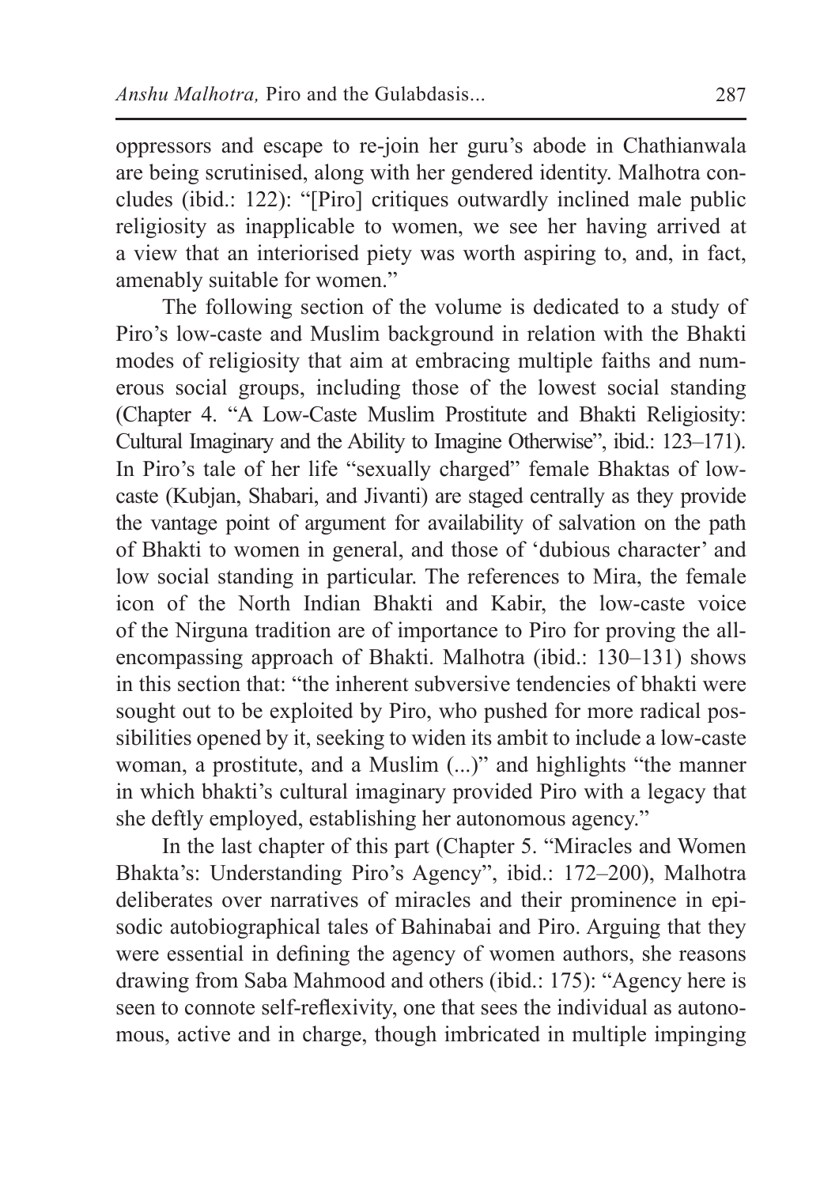oppressors and escape to re-join her guru's abode in Chathianwala are being scrutinised, along with her gendered identity. Malhotra concludes (ibid.: 122): "[Piro] critiques outwardly inclined male public religiosity as inapplicable to women, we see her having arrived at a view that an interiorised piety was worth aspiring to, and, in fact, amenably suitable for women."

The following section of the volume is dedicated to a study of Piro's low-caste and Muslim background in relation with the Bhakti modes of religiosity that aim at embracing multiple faiths and numerous social groups, including those of the lowest social standing (Chapter 4. "A Low-Caste Muslim Prostitute and Bhakti Religiosity: Cultural Imaginary and the Ability to Imagine Otherwise", ibid.: 123–171). In Piro's tale of her life "sexually charged" female Bhaktas of low-caste (Kubjan, Shabari, and Jivanti) are staged centrally as they provide the vantage point of argument for availability of salvation on the path of Bhakti to women in general, and those of 'dubious character' and low social standing in particular. The references to Mira, the female icon of the North Indian Bhakti and Kabir, the low-caste voice of the Nirguna tradition are of importance to Piro for proving the all-encompassing approach of Bhakti. Malhotra (ibid.: 130–131) shows in this section that: "the inherent subversive tendencies of bhakti were sought out to be exploited by Piro, who pushed for more radical possibilities opened by it, seeking to widen its ambit to include a low-caste woman, a prostitute, and a Muslim (...)" and highlights "the manner in which bhakti's cultural imaginary provided Piro with a legacy that she deftly employed, establishing her autonomous agency."

In the last chapter of this part (Chapter 5. "Miracles and Women Bhakta's: Understanding Piro's Agency", ibid.: 172–200), Malhotra deliberates over narratives of miracles and their prominence in episodic autobiographical tales of Bahinabai and Piro. Arguing that they were essential in defining the agency of women authors, she reasons drawing from Saba Mahmood and others (ibid.: 175): "Agency here is seen to connote self-reflexivity, one that sees the individual as autonomous, active and in charge, though imbricated in multiple impinging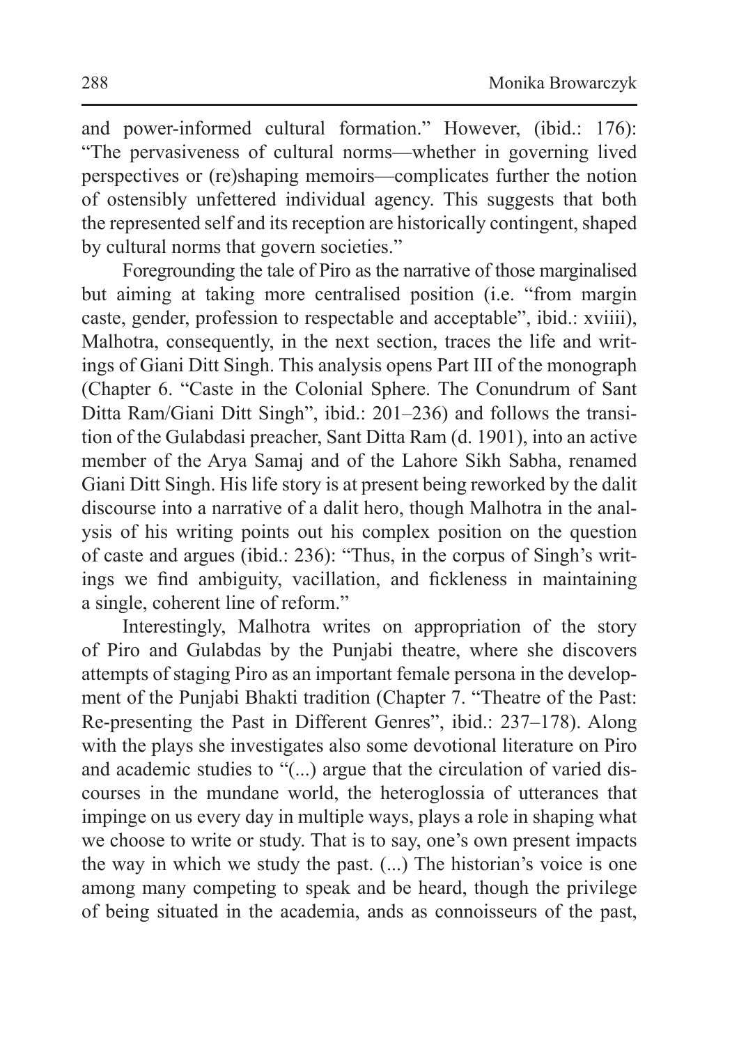and power-informed cultural formation." However, (ibid.: 176): "The pervasiveness of cultural norms—whether in governing lived perspectives or (re)shaping memoirs—complicates further the notion of ostensibly unfettered individual agency. This suggests that both the represented self and its reception are historically contingent, shaped by cultural norms that govern societies."

Foregrounding the tale of Piro as the narrative of those marginalised but aiming at taking more centralised position (i.e. "from margin caste, gender, profession to respectable and acceptable", ibid.: xviiii), Malhotra, consequently, in the next section, traces the life and writings of Giani Ditt Singh. This analysis opens Part III of the monograph (Chapter 6. "Caste in the Colonial Sphere. The Conundrum of Sant Ditta Ram/Giani Ditt Singh", ibid.: 201–236) and follows the transition of the Gulabdasi preacher, Sant Ditta Ram (d. 1901), into an active member of the Arya Samaj and of the Lahore Sikh Sabha, renamed Giani Ditt Singh. His life story is at present being reworked by the dalit discourse into a narrative of a dalit hero, though Malhotra in the analysis of his writing points out his complex position on the question of caste and argues (ibid.: 236): "Thus, in the corpus of Singh's writings we find ambiguity, vacillation, and fickleness in maintaining a single, coherent line of reform."

Interestingly, Malhotra writes on appropriation of the story of Piro and Gulabdas by the Punjabi theatre, where she discovers attempts of staging Piro as an important female persona in the development of the Punjabi Bhakti tradition (Chapter 7. "Theatre of the Past: Re-presenting the Past in Different Genres", ibid.: 237–178). Along with the plays she investigates also some devotional literature on Piro and academic studies to "(...) argue that the circulation of varied discourses in the mundane world, the heteroglossia of utterances that impinge on us every day in multiple ways, plays a role in shaping what we choose to write or study. That is to say, one's own present impacts the way in which we study the past. (...) The historian's voice is one among many competing to speak and be heard, though the privilege of being situated in the academia, ands as connoisseurs of the past,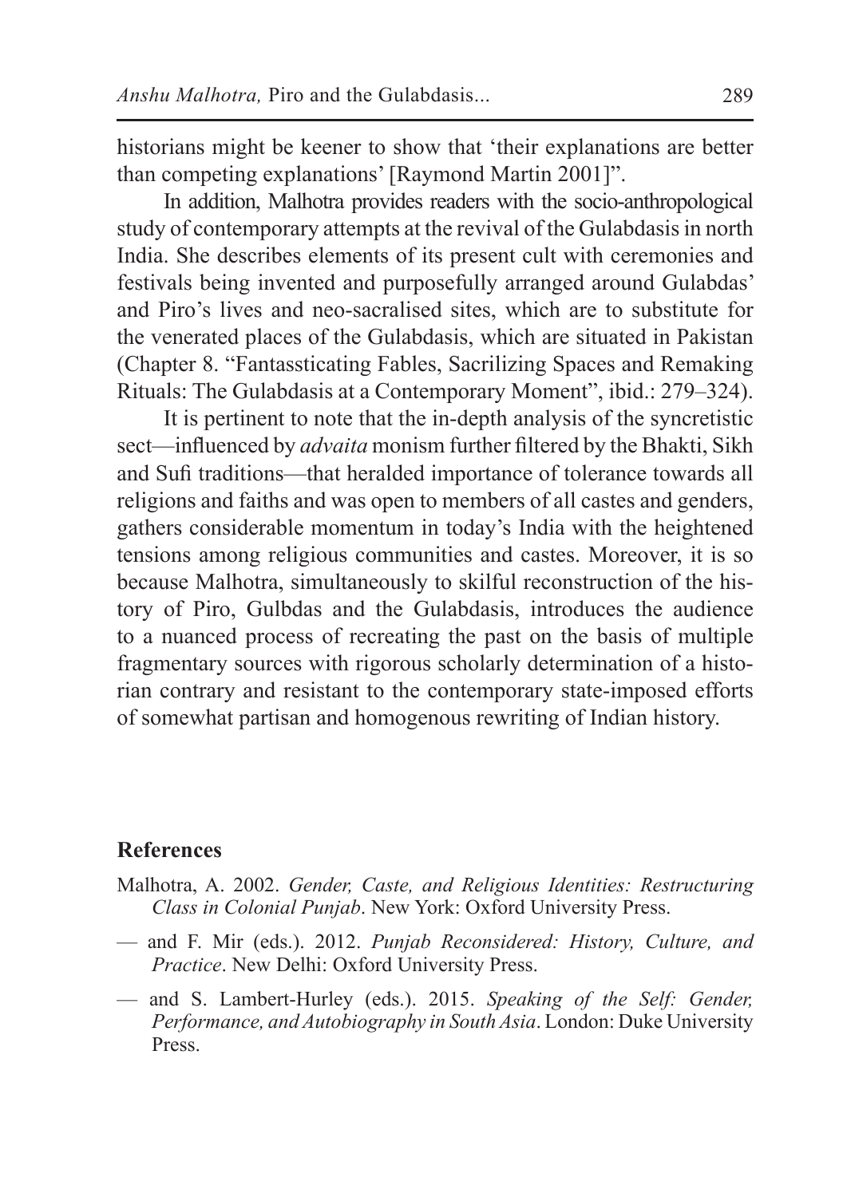historians might be keener to show that 'their explanations are better than competing explanations' [Raymond Martin 2001]".

In addition, Malhotra provides readers with the socio-anthropological study of contemporary attempts at the revival of the Gulabdasis in north India. She describes elements of its present cult with ceremonies and festivals being invented and purposefully arranged around Gulabdas' and Piro's lives and neo-sacralised sites, which are to substitute for the venerated places of the Gulabdasis, which are situated in Pakistan (Chapter 8. "Fantassticating Fables, Sacrilizing Spaces and Remaking Rituals: The Gulabdasis at a Contemporary Moment", ibid.: 279–324).

It is pertinent to note that the in-depth analysis of the syncretistic sect—influenced by *advaita* monism further filtered by the Bhakti, Sikh and Sufi traditions—that heralded importance of tolerance towards all religions and faiths and was open to members of all castes and genders, gathers considerable momentum in today's India with the heightened tensions among religious communities and castes. Moreover, it is so because Malhotra, simultaneously to skilful reconstruction of the history of Piro, Gulbdas and the Gulabdasis, introduces the audience to a nuanced process of recreating the past on the basis of multiple fragmentary sources with rigorous scholarly determination of a historian contrary and resistant to the contemporary state-imposed efforts of somewhat partisan and homogenous rewriting of Indian history.

## References

Malhotra, A. 2002. *Gender, Caste, and Religious Identities: Restructuring Class in Colonial Punjab*. New York: Oxford University Press.

— and F. Mir (eds.). 2012. *Punjab Reconsidered: History, Culture, and Practice*. New Delhi: Oxford University Press.

— and S. Lambert-Hurley (eds.). 2015. *Speaking of the Self: Gender, Performance, and Autobiography in South Asia*. London: Duke University Press.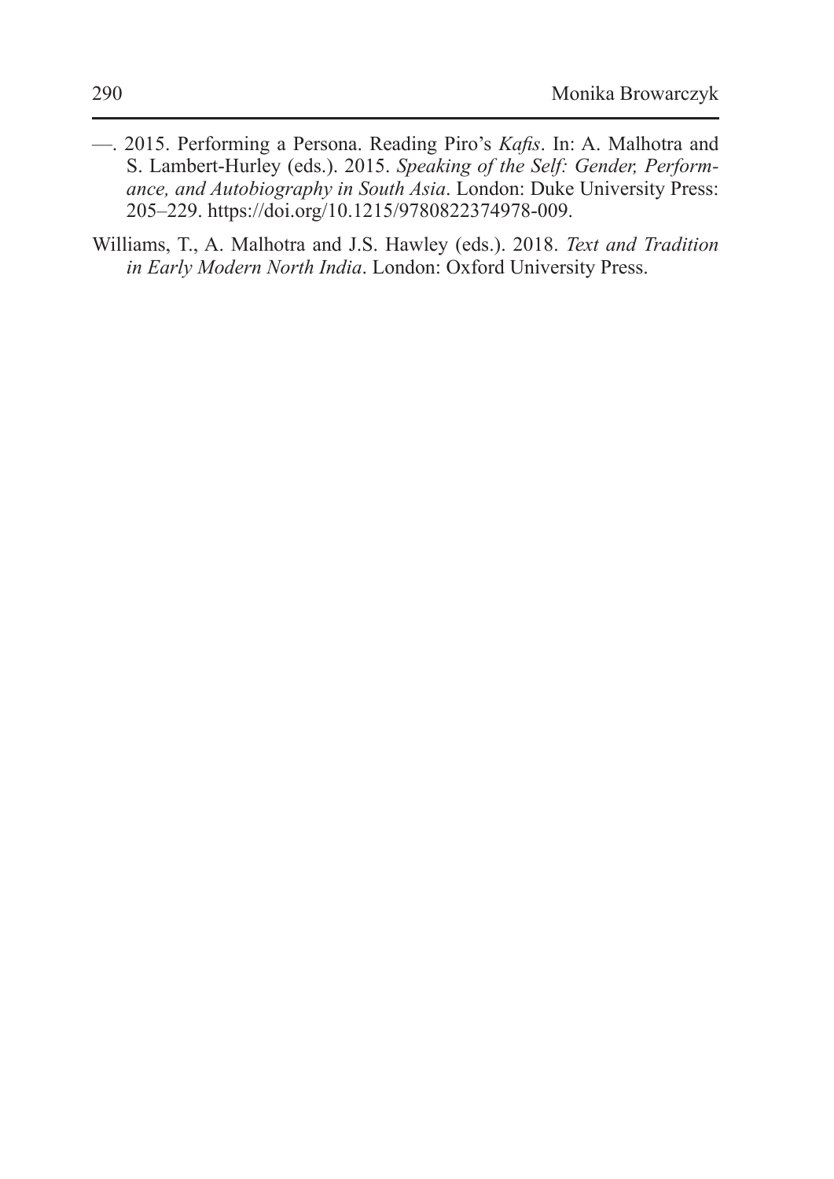—. 2015. Performing a Persona. Reading Piro's *Kafis*. In: A. Malhotra and S. Lambert-Hurley (eds.). 2015. *Speaking of the Self: Gender, Performance, and Autobiography in South Asia*. London: Duke University Press: 205–229. https://doi.org/10.1215/9780822374978-009.

Williams, T., A. Malhotra and J.S. Hawley (eds.). 2018. *Text and Tradition in Early Modern North India*. London: Oxford University Press.